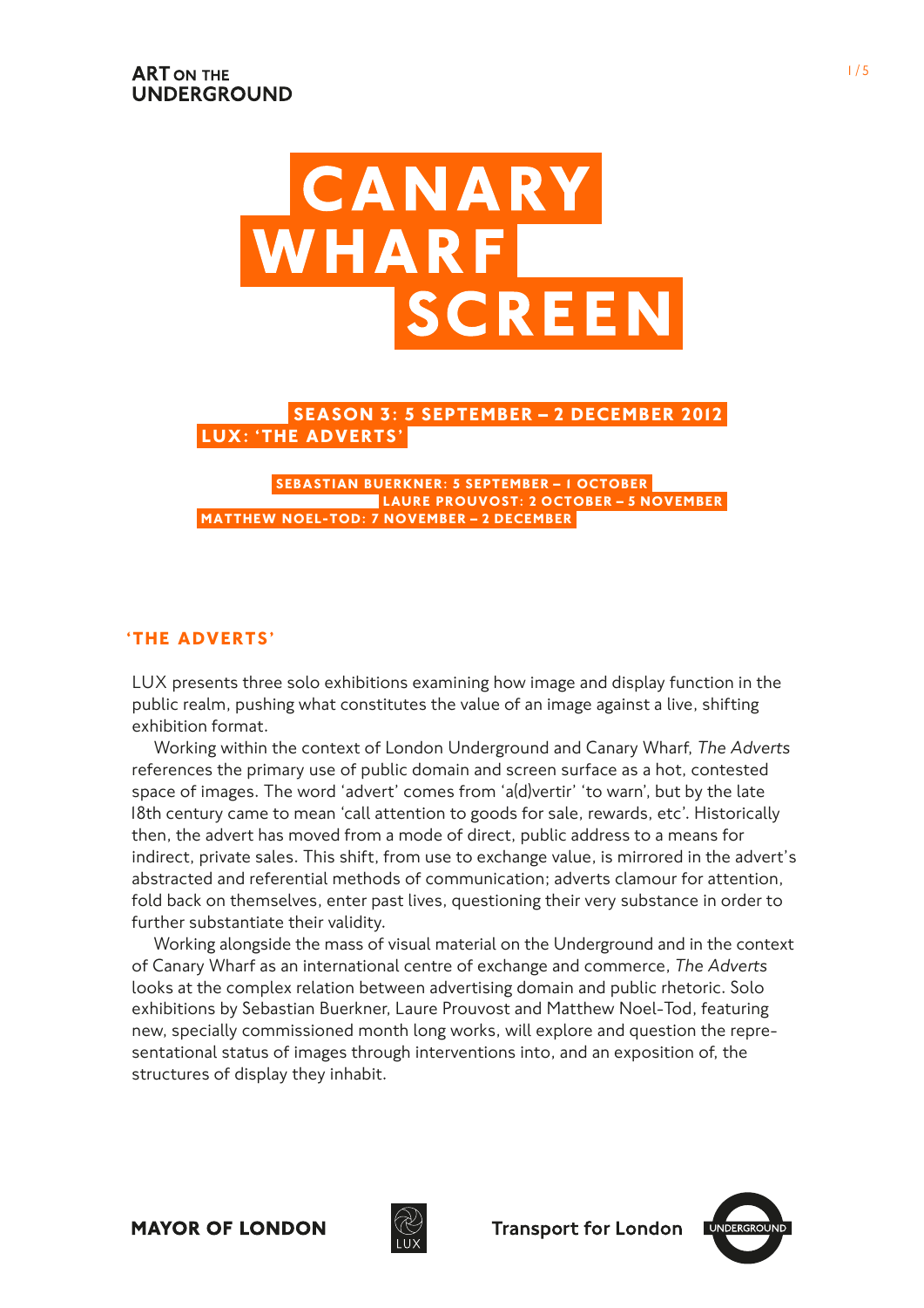ART ON THE UNDERGROUND

# CANARY WHARF SCREEN

## SEASON 3: 5 SEPTEMBER – 2 DECEMBER 2012
## LUX: 'THE ADVERTS'

**SEBASTIAN BUERKNER: 5 SEPTEMBER – 1 OCTOBER**
**LAURE PROUVOST: 2 OCTOBER – 5 NOVEMBER**
**MATTHEW NOEL-TOD: 7 NOVEMBER – 2 DECEMBER**

### 'THE ADVERTS'

LUX presents three solo exhibitions examining how image and display function in the public realm, pushing what constitutes the value of an image against a live, shifting exhibition format.

Working within the context of London Underground and Canary Wharf, *The Adverts* references the primary use of public domain and screen surface as a hot, contested space of images. The word 'advert' comes from 'a(d)vertir' 'to warn', but by the late 18th century came to mean 'call attention to goods for sale, rewards, etc'. Historically then, the advert has moved from a mode of direct, public address to a means for indirect, private sales. This shift, from use to exchange value, is mirrored in the advert's abstracted and referential methods of communication; adverts clamour for attention, fold back on themselves, enter past lives, questioning their very substance in order to further substantiate their validity.

Working alongside the mass of visual material on the Underground and in the context of Canary Wharf as an international centre of exchange and commerce, *The Adverts* looks at the complex relation between advertising domain and public rhetoric. Solo exhibitions by Sebastian Buerkner, Laure Prouvost and Matthew Noel-Tod, featuring new, specially commissioned month long works, will explore and question the representational status of images through interventions into, and an exposition of, the structures of display they inhabit.

MAYOR OF LONDON | LUX | Transport for London | UNDERGROUND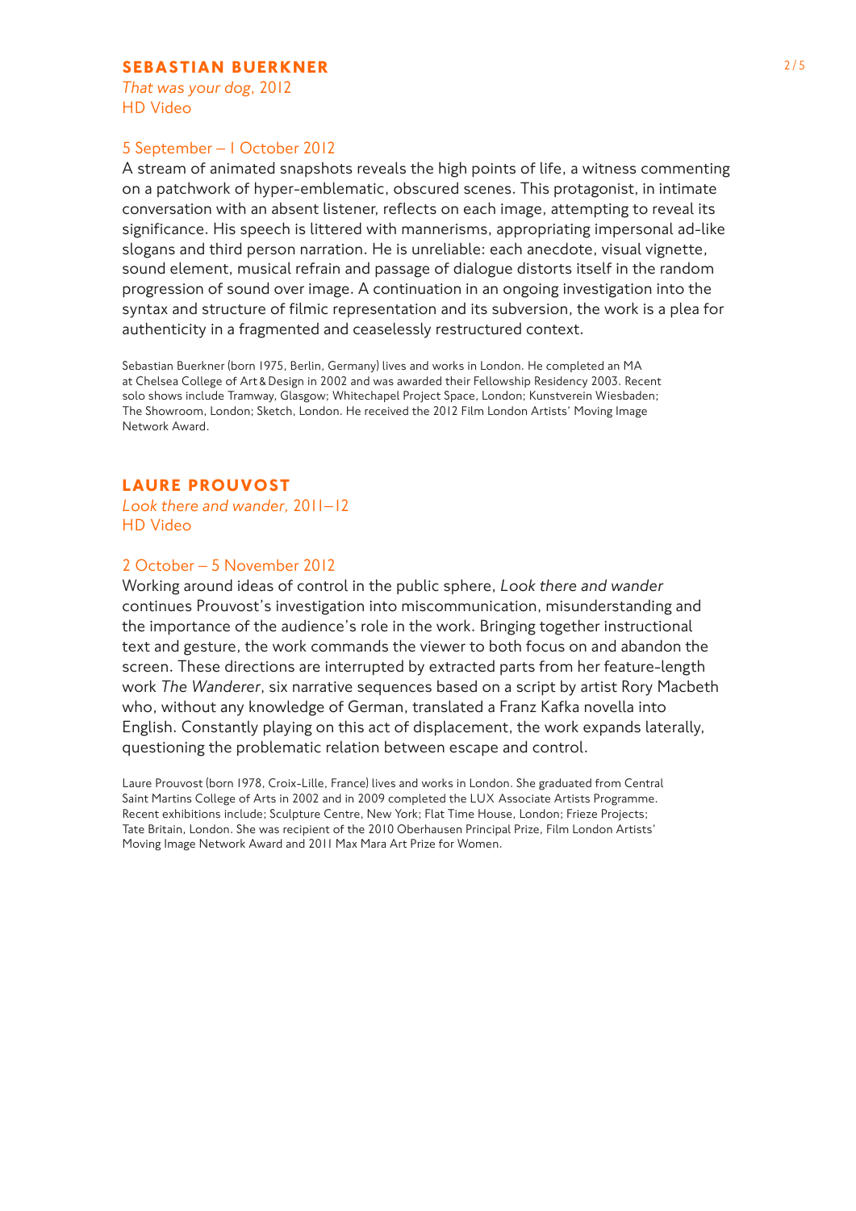## SEBASTIAN BUERKNER

*That was your dog*, 2012
HD Video

5 September – 1 October 2012

A stream of animated snapshots reveals the high points of life, a witness commenting on a patchwork of hyper-emblematic, obscured scenes. This protagonist, in intimate conversation with an absent listener, reflects on each image, attempting to reveal its significance. His speech is littered with mannerisms, appropriating impersonal ad-like slogans and third person narration. He is unreliable: each anecdote, visual vignette, sound element, musical refrain and passage of dialogue distorts itself in the random progression of sound over image. A continuation in an ongoing investigation into the syntax and structure of filmic representation and its subversion, the work is a plea for authenticity in a fragmented and ceaselessly restructured context.

Sebastian Buerkner (born 1975, Berlin, Germany) lives and works in London. He completed an MA at Chelsea College of Art & Design in 2002 and was awarded their Fellowship Residency 2003. Recent solo shows include Tramway, Glasgow; Whitechapel Project Space, London; Kunstverein Wiesbaden; The Showroom, London; Sketch, London. He received the 2012 Film London Artists' Moving Image Network Award.

## LAURE PROUVOST

*Look there and wander*, 2011–12
HD Video

2 October – 5 November 2012

Working around ideas of control in the public sphere, *Look there and wander* continues Prouvost's investigation into miscommunication, misunderstanding and the importance of the audience's role in the work. Bringing together instructional text and gesture, the work commands the viewer to both focus on and abandon the screen. These directions are interrupted by extracted parts from her feature-length work *The Wanderer*, six narrative sequences based on a script by artist Rory Macbeth who, without any knowledge of German, translated a Franz Kafka novella into English. Constantly playing on this act of displacement, the work expands laterally, questioning the problematic relation between escape and control.

Laure Prouvost (born 1978, Croix-Lille, France) lives and works in London. She graduated from Central Saint Martins College of Arts in 2002 and in 2009 completed the LUX Associate Artists Programme. Recent exhibitions include; Sculpture Centre, New York; Flat Time House, London; Frieze Projects; Tate Britain, London. She was recipient of the 2010 Oberhausen Principal Prize, Film London Artists' Moving Image Network Award and 2011 Max Mara Art Prize for Women.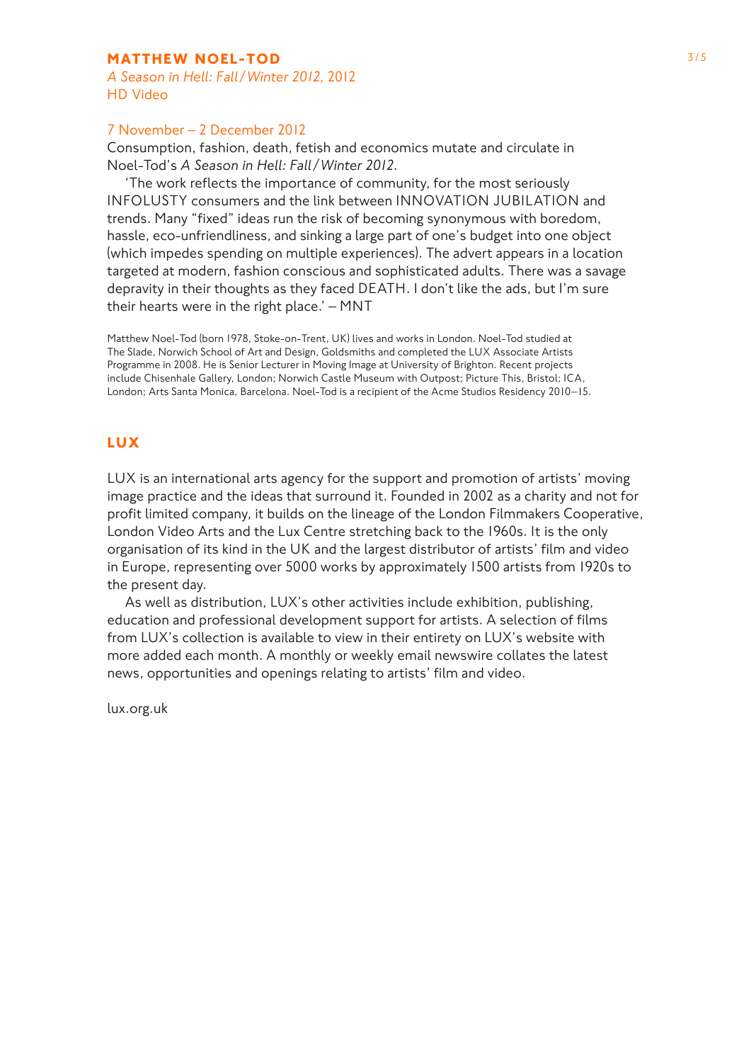## MATTHEW NOEL-TOD

*A Season in Hell: Fall/Winter 2012*, 2012
HD Video

7 November – 2 December 2012

Consumption, fashion, death, fetish and economics mutate and circulate in Noel-Tod's *A Season in Hell: Fall/Winter 2012*.

'The work reflects the importance of community, for the most seriously INFOLUSTY consumers and the link between INNOVATION JUBILATION and trends. Many "fixed" ideas run the risk of becoming synonymous with boredom, hassle, eco-unfriendliness, and sinking a large part of one's budget into one object (which impedes spending on multiple experiences). The advert appears in a location targeted at modern, fashion conscious and sophisticated adults. There was a savage depravity in their thoughts as they faced DEATH. I don't like the ads, but I'm sure their hearts were in the right place.' – MNT

Matthew Noel-Tod (born 1978, Stoke-on-Trent, UK) lives and works in London. Noel-Tod studied at The Slade, Norwich School of Art and Design, Goldsmiths and completed the LUX Associate Artists Programme in 2008. He is Senior Lecturer in Moving Image at University of Brighton. Recent projects include Chisenhale Gallery, London; Norwich Castle Museum with Outpost; Picture This, Bristol; ICA, London; Arts Santa Monica, Barcelona. Noel-Tod is a recipient of the Acme Studios Residency 2010–15.

## LUX

LUX is an international arts agency for the support and promotion of artists' moving image practice and the ideas that surround it. Founded in 2002 as a charity and not for profit limited company, it builds on the lineage of the London Filmmakers Cooperative, London Video Arts and the Lux Centre stretching back to the 1960s. It is the only organisation of its kind in the UK and the largest distributor of artists' film and video in Europe, representing over 5000 works by approximately 1500 artists from 1920s to the present day.

As well as distribution, LUX's other activities include exhibition, publishing, education and professional development support for artists. A selection of films from LUX's collection is available to view in their entirety on LUX's website with more added each month. A monthly or weekly email newswire collates the latest news, opportunities and openings relating to artists' film and video.

lux.org.uk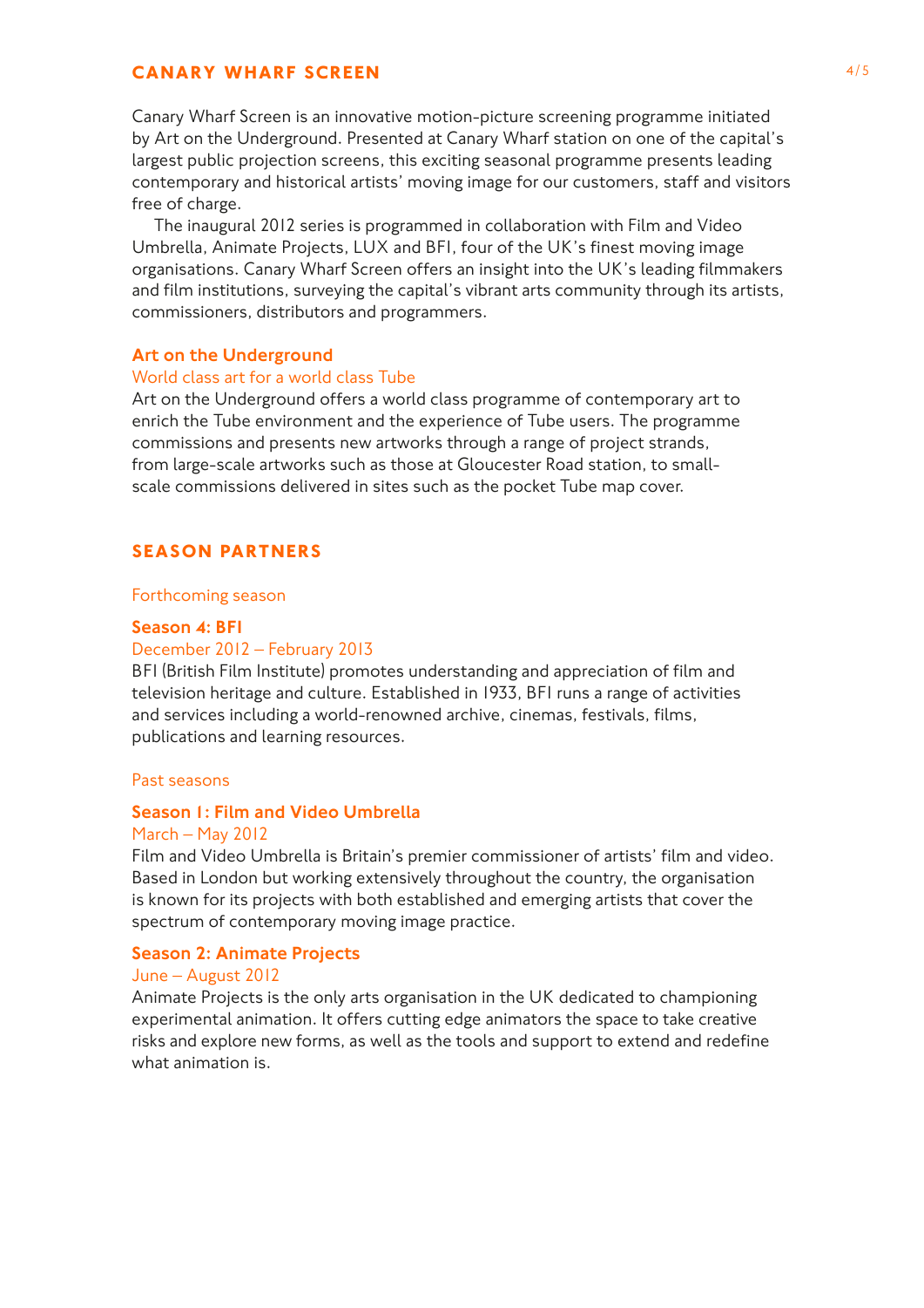## CANARY WHARF SCREEN

Canary Wharf Screen is an innovative motion-picture screening programme initiated by Art on the Underground. Presented at Canary Wharf station on one of the capital's largest public projection screens, this exciting seasonal programme presents leading contemporary and historical artists' moving image for our customers, staff and visitors free of charge.

The inaugural 2012 series is programmed in collaboration with Film and Video Umbrella, Animate Projects, LUX and BFI, four of the UK's finest moving image organisations. Canary Wharf Screen offers an insight into the UK's leading filmmakers and film institutions, surveying the capital's vibrant arts community through its artists, commissioners, distributors and programmers.

### Art on the Underground

World class art for a world class Tube

Art on the Underground offers a world class programme of contemporary art to enrich the Tube environment and the experience of Tube users. The programme commissions and presents new artworks through a range of project strands, from large-scale artworks such as those at Gloucester Road station, to small-scale commissions delivered in sites such as the pocket Tube map cover.

## SEASON PARTNERS

Forthcoming season

### Season 4: BFI

December 2012 – February 2013

BFI (British Film Institute) promotes understanding and appreciation of film and television heritage and culture. Established in 1933, BFI runs a range of activities and services including a world-renowned archive, cinemas, festivals, films, publications and learning resources.

Past seasons

### Season 1: Film and Video Umbrella

March – May 2012

Film and Video Umbrella is Britain's premier commissioner of artists' film and video. Based in London but working extensively throughout the country, the organisation is known for its projects with both established and emerging artists that cover the spectrum of contemporary moving image practice.

### Season 2: Animate Projects

June – August 2012

Animate Projects is the only arts organisation in the UK dedicated to championing experimental animation. It offers cutting edge animators the space to take creative risks and explore new forms, as well as the tools and support to extend and redefine what animation is.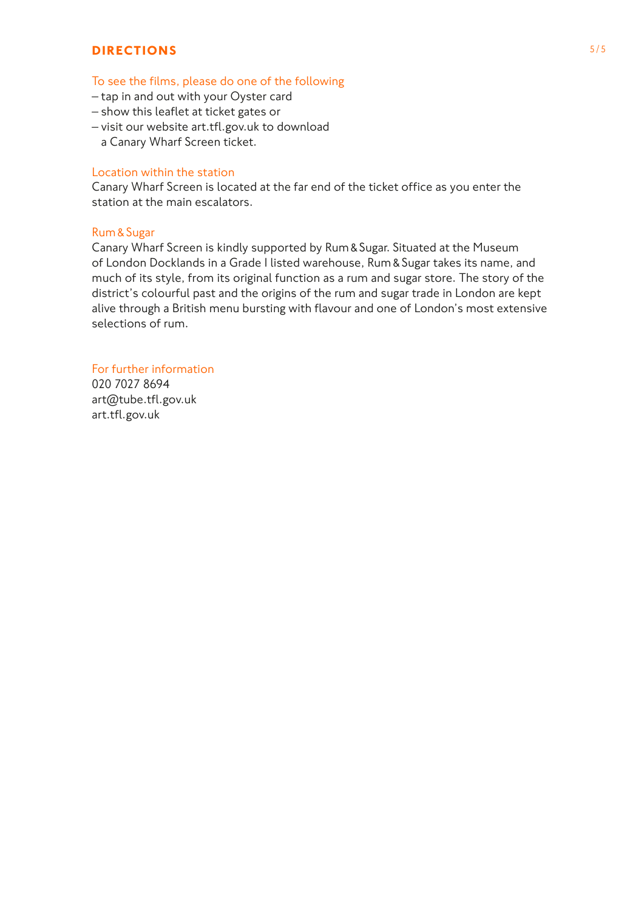## DIRECTIONS

### To see the films, please do one of the following

- tap in and out with your Oyster card
- show this leaflet at ticket gates or
- visit our website art.tfl.gov.uk to download a Canary Wharf Screen ticket.

### Location within the station

Canary Wharf Screen is located at the far end of the ticket office as you enter the station at the main escalators.

### Rum & Sugar

Canary Wharf Screen is kindly supported by Rum & Sugar. Situated at the Museum of London Docklands in a Grade I listed warehouse, Rum & Sugar takes its name, and much of its style, from its original function as a rum and sugar store. The story of the district's colourful past and the origins of the rum and sugar trade in London are kept alive through a British menu bursting with flavour and one of London's most extensive selections of rum.

### For further information

020 7027 8694
art@tube.tfl.gov.uk
art.tfl.gov.uk